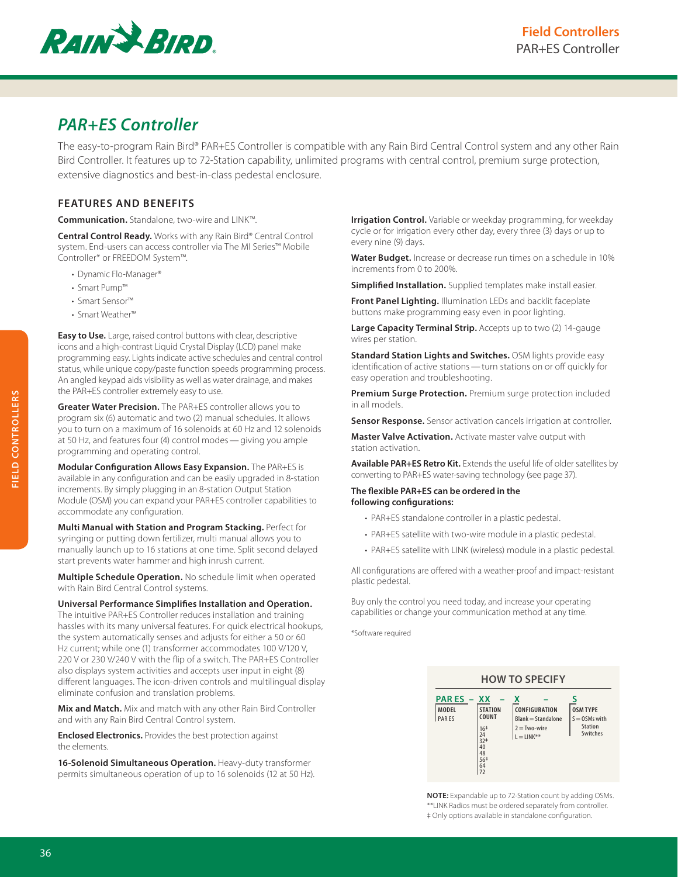# PAR+ES Controller

The easy-to-program Rain Bird® PAR+ES Controller is compatible with any Rain Bird Central Control system and any other Rain Bird Controller. It features up to 72-Station capability, unlimited programs with central control, premium surge protection, extensive diagnostics and best-in-class pedestal enclosure.

## FEATURES AND BENEFITS

**Communication.** Standalone, two-wire and LINK™.

**Central Control Ready.** Works with any Rain Bird® Central Control system. End-users can access controller via The MI Series™ Mobile Controller* or FREEDOM System™.

- Dynamic Flo-Manager®
- Smart Pump™
- Smart Sensor™
- Smart Weather™

**Easy to Use.** Large, raised control buttons with clear, descriptive icons and a high-contrast Liquid Crystal Display (LCD) panel make programming easy. Lights indicate active schedules and central control status, while unique copy/paste function speeds programming process. An angled keypad aids visibility as well as water drainage, and makes the PAR+ES controller extremely easy to use.

**Greater Water Precision.** The PAR+ES controller allows you to program six (6) automatic and two (2) manual schedules. It allows you to turn on a maximum of 16 solenoids at 60 Hz and 12 solenoids at 50 Hz, and features four (4) control modes — giving you ample programming and operating control.

**Modular Configuration Allows Easy Expansion.** The PAR+ES is available in any configuration and can be easily upgraded in 8-station increments. By simply plugging in an 8-station Output Station Module (OSM) you can expand your PAR+ES controller capabilities to accommodate any configuration.

**Multi Manual with Station and Program Stacking.** Perfect for syringing or putting down fertilizer, multi manual allows you to manually launch up to 16 stations at one time. Split second delayed start prevents water hammer and high inrush current.

**Multiple Schedule Operation.** No schedule limit when operated with Rain Bird Central Control systems.

**Universal Performance Simplifies Installation and Operation.** The intuitive PAR+ES Controller reduces installation and training hassles with its many universal features. For quick electrical hookups, the system automatically senses and adjusts for either a 50 or 60 Hz current; while one (1) transformer accommodates 100 V/120 V, 220 V or 230 V/240 V with the flip of a switch. The PAR+ES Controller also displays system activities and accepts user input in eight (8) different languages. The icon-driven controls and multilingual display eliminate confusion and translation problems.

**Mix and Match.** Mix and match with any other Rain Bird Controller and with any Rain Bird Central Control system.

**Enclosed Electronics.** Provides the best protection against the elements.

**16-Solenoid Simultaneous Operation.** Heavy-duty transformer permits simultaneous operation of up to 16 solenoids (12 at 50 Hz).

**Irrigation Control.** Variable or weekday programming, for weekday cycle or for irrigation every other day, every three (3) days or up to every nine (9) days.

**Water Budget.** Increase or decrease run times on a schedule in 10% increments from 0 to 200%.

**Simplified Installation.** Supplied templates make install easier.

**Front Panel Lighting.** Illumination LEDs and backlit faceplate buttons make programming easy even in poor lighting.

**Large Capacity Terminal Strip.** Accepts up to two (2) 14-gauge wires per station.

**Standard Station Lights and Switches.** OSM lights provide easy identification of active stations — turn stations on or off quickly for easy operation and troubleshooting.

**Premium Surge Protection.** Premium surge protection included in all models.

**Sensor Response.** Sensor activation cancels irrigation at controller.

**Master Valve Activation.** Activate master valve output with station activation.

**Available PAR+ES Retro Kit.** Extends the useful life of older satellites by converting to PAR+ES water-saving technology (see page 37).

**The flexible PAR+ES can be ordered in the following configurations:**

- PAR+ES standalone controller in a plastic pedestal.
- PAR+ES satellite with two-wire module in a plastic pedestal.
- PAR+ES satellite with LINK (wireless) module in a plastic pedestal.

All configurations are offered with a weather-proof and impact-resistant plastic pedestal.

Buy only the control you need today, and increase your operating capabilities or change your communication method at any time.

*Software required

### HOW TO SPECIFY

| PAR ES – | XX – | X – | S |
|---|---|---|---|
| **MODEL** | **STATION COUNT** | **CONFIGURATION** | **OSM TYPE** |
| PAR ES | 16‡<br>24<br>32‡<br>40<br>48<br>56‡<br>64<br>72 | Blank = Standalone<br>2 = Two-wire<br>L = LINK** | S = OSMs with Station Switches |

**NOTE:** Expandable up to 72-Station count by adding OSMs.
**LINK Radios must be ordered separately from controller.
‡ Only options available in standalone configuration.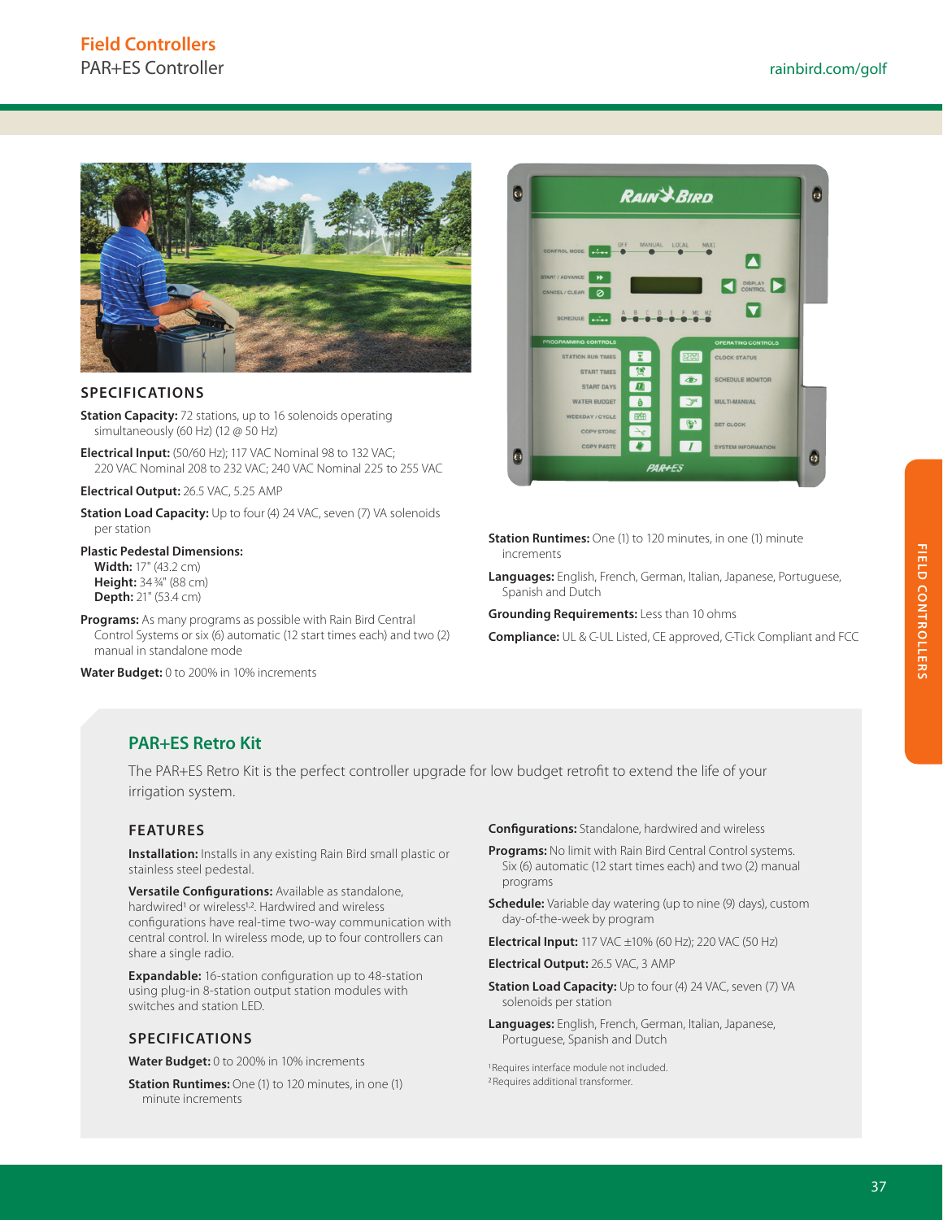# Field Controllers
## PAR+ES Controller

### SPECIFICATIONS

**Station Capacity:** 72 stations, up to 16 solenoids operating simultaneously (60 Hz) (12 @ 50 Hz)

**Electrical Input:** (50/60 Hz); 117 VAC Nominal 98 to 132 VAC; 220 VAC Nominal 208 to 232 VAC; 240 VAC Nominal 225 to 255 VAC

**Electrical Output:** 26.5 VAC, 5.25 AMP

**Station Load Capacity:** Up to four (4) 24 VAC, seven (7) VA solenoids per station

**Plastic Pedestal Dimensions:**
**Width:** 17" (43.2 cm)
**Height:** 34 ¾" (88 cm)
**Depth:** 21" (53.4 cm)

**Programs:** As many programs as possible with Rain Bird Central Control Systems or six (6) automatic (12 start times each) and two (2) manual in standalone mode

**Water Budget:** 0 to 200% in 10% increments

**Station Runtimes:** One (1) to 120 minutes, in one (1) minute increments

**Languages:** English, French, German, Italian, Japanese, Portuguese, Spanish and Dutch

**Grounding Requirements:** Less than 10 ohms

**Compliance:** UL & C-UL Listed, CE approved, C-Tick Compliant and FCC

## PAR+ES Retro Kit

The PAR+ES Retro Kit is the perfect controller upgrade for low budget retrofit to extend the life of your irrigation system.

### FEATURES

**Installation:** Installs in any existing Rain Bird small plastic or stainless steel pedestal.

**Versatile Configurations:** Available as standalone, hardwired[1] or wireless[1,2]. Hardwired and wireless configurations have real-time two-way communication with central control. In wireless mode, up to four controllers can share a single radio.

**Expandable:** 16-station configuration up to 48-station using plug-in 8-station output station modules with switches and station LED.

### SPECIFICATIONS

**Water Budget:** 0 to 200% in 10% increments

**Station Runtimes:** One (1) to 120 minutes, in one (1) minute increments

**Configurations:** Standalone, hardwired and wireless

**Programs:** No limit with Rain Bird Central Control systems. Six (6) automatic (12 start times each) and two (2) manual programs

**Schedule:** Variable day watering (up to nine (9) days), custom day-of-the-week by program

**Electrical Input:** 117 VAC ±10% (60 Hz); 220 VAC (50 Hz)

**Electrical Output:** 26.5 VAC, 3 AMP

**Station Load Capacity:** Up to four (4) 24 VAC, seven (7) VA solenoids per station

**Languages:** English, French, German, Italian, Japanese, Portuguese, Spanish and Dutch

[1] Requires interface module not included.
[2] Requires additional transformer.